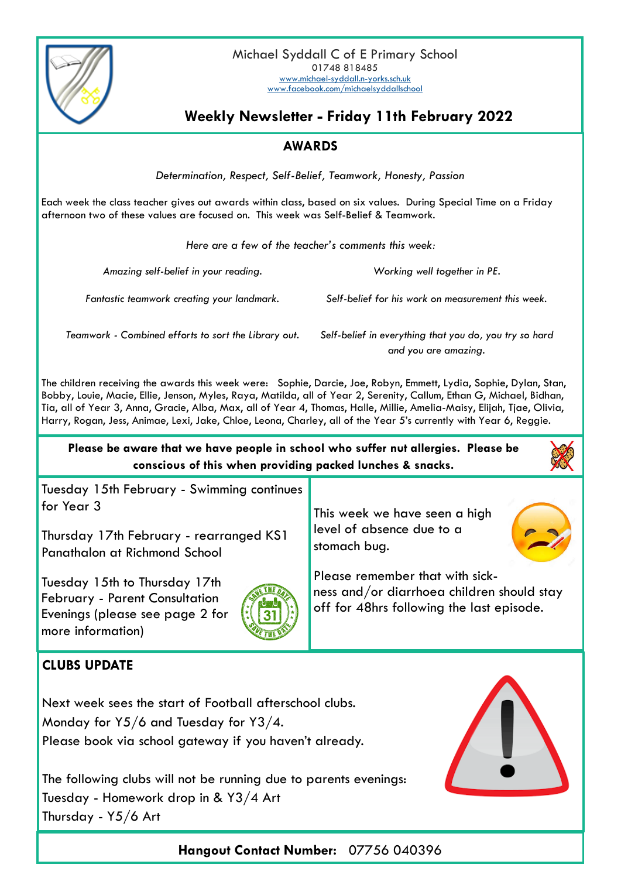Michael Syddall C of E Primary School
01748 818485
www.michael-syddall.n-yorks.sch.uk
www.facebook.com/michaelsyddallschool

# Weekly Newsletter - Friday 11th February 2022

## AWARDS

*Determination, Respect, Self-Belief, Teamwork, Honesty, Passion*

Each week the class teacher gives out awards within class, based on six values. During Special Time on a Friday afternoon two of these values are focused on. This week was Self-Belief & Teamwork.

*Here are a few of the teacher's comments this week:*

*Amazing self-belief in your reading.*

*Working well together in PE.*

*Fantastic teamwork creating your landmark.*

*Self-belief for his work on measurement this week.*

*Teamwork - Combined efforts to sort the Library out.*

*Self-belief in everything that you do, you try so hard and you are amazing.*

The children receiving the awards this week were: Sophie, Darcie, Joe, Robyn, Emmett, Lydia, Sophie, Dylan, Stan, Bobby, Louie, Macie, Ellie, Jenson, Myles, Raya, Matilda, all of Year 2, Serenity, Callum, Ethan G, Michael, Bidhan, Tia, all of Year 3, Anna, Gracie, Alba, Max, all of Year 4, Thomas, Halle, Millie, Amelia-Maisy, Elijah, Tjae, Olivia, Harry, Rogan, Jess, Animae, Lexi, Jake, Chloe, Leona, Charley, all of the Year 5's currently with Year 6, Reggie.

**Please be aware that we have people in school who suffer nut allergies. Please be conscious of this when providing packed lunches & snacks.**

Tuesday 15th February - Swimming continues for Year 3

Thursday 17th February - rearranged KS1 Panathalon at Richmond School

Tuesday 15th to Thursday 17th February - Parent Consultation Evenings (please see page 2 for more information)

This week we have seen a high level of absence due to a stomach bug.

Please remember that with sickness and/or diarrhoea children should stay off for 48hrs following the last episode.

## CLUBS UPDATE

Next week sees the start of Football afterschool clubs.
Monday for Y5/6 and Tuesday for Y3/4.
Please book via school gateway if you haven't already.

The following clubs will not be running due to parents evenings:
Tuesday - Homework drop in & Y3/4 Art
Thursday - Y5/6 Art

**Hangout Contact Number:** 07756 040396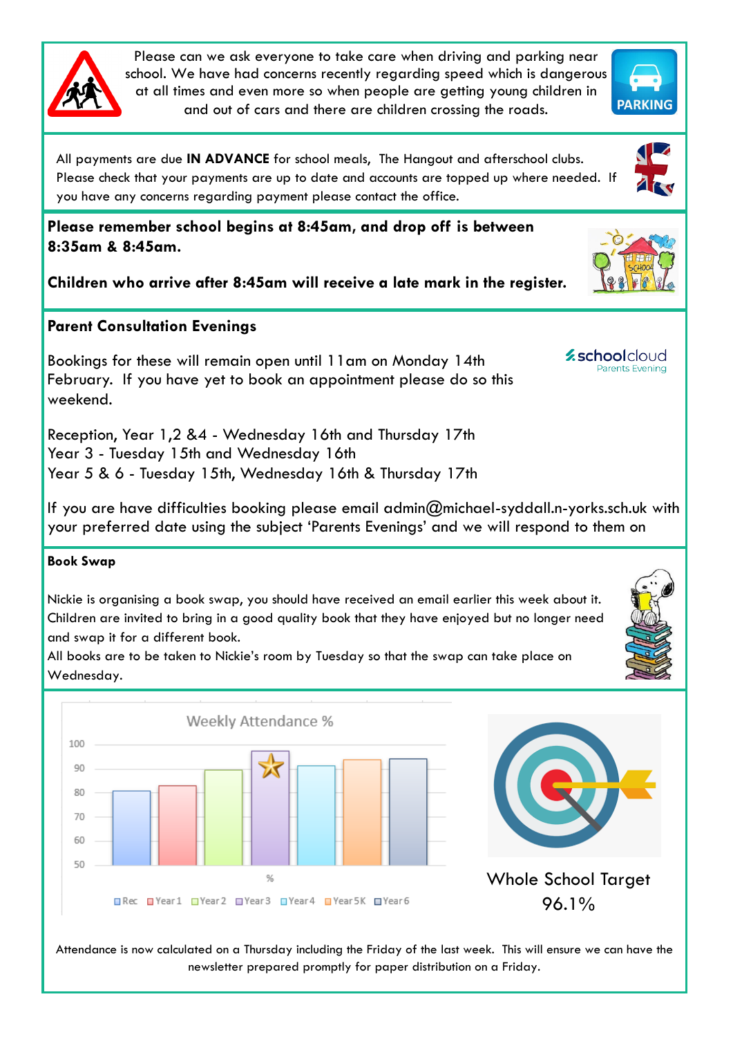Please can we ask everyone to take care when driving and parking near school. We have had concerns recently regarding speed which is dangerous at all times and even more so when people are getting young children in and out of cars and there are children crossing the roads.

PARKING

All payments are due **IN ADVANCE** for school meals, The Hangout and afterschool clubs. Please check that your payments are up to date and accounts are topped up where needed. If you have any concerns regarding payment please contact the office.

**Please remember school begins at 8:45am, and drop off is between 8:35am & 8:45am.**

**Children who arrive after 8:45am will receive a late mark in the register.**

## Parent Consultation Evenings

schoolcloud Parents Evening

Bookings for these will remain open until 11am on Monday 14th February. If you have yet to book an appointment please do so this weekend.

Reception, Year 1,2 &4 - Wednesday 16th and Thursday 17th
Year 3 - Tuesday 15th and Wednesday 16th
Year 5 & 6 - Tuesday 15th, Wednesday 16th & Thursday 17th

If you are have difficulties booking please email admin@michael-syddall.n-yorks.sch.uk with your preferred date using the subject 'Parents Evenings' and we will respond to them on

## Book Swap

Nickie is organising a book swap, you should have received an email earlier this week about it. Children are invited to bring in a good quality book that they have enjoyed but no longer need and swap it for a different book.
All books are to be taken to Nickie's room by Tuesday so that the swap can take place on Wednesday.

Weekly Attendance %

100
90
80
70
60
50

%

Rec Year1 Year2 Year3 Year4 Year5K Year6

Whole School Target
96.1%

Attendance is now calculated on a Thursday including the Friday of the last week. This will ensure we can have the newsletter prepared promptly for paper distribution on a Friday.